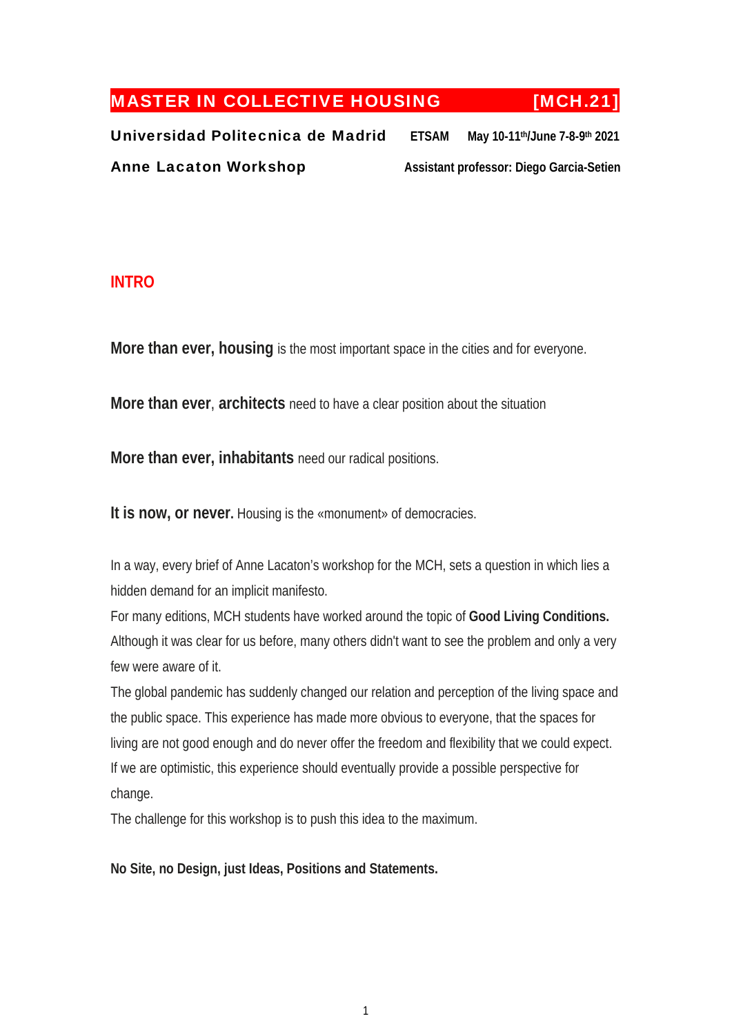# MASTER IN COLLECTIVE HOUSING [MCH.21]

**Universidad Politecnica de Madrid** **ETSAM** **May 10-11th/June 7-8-9th 2021**

**Anne Lacaton Workshop** **Assistant professor: Diego Garcia-Setien**

## INTRO

**More than ever, housing** is the most important space in the cities and for everyone.

**More than ever**, **architects** need to have a clear position about the situation

**More than ever, inhabitants** need our radical positions.

**It is now, or never.** Housing is the «monument» of democracies.

In a way, every brief of Anne Lacaton's workshop for the MCH, sets a question in which lies a hidden demand for an implicit manifesto.
For many editions, MCH students have worked around the topic of **Good Living Conditions.** Although it was clear for us before, many others didn't want to see the problem and only a very few were aware of it.
The global pandemic has suddenly changed our relation and perception of the living space and the public space. This experience has made more obvious to everyone, that the spaces for living are not good enough and do never offer the freedom and flexibility that we could expect. If we are optimistic, this experience should eventually provide a possible perspective for change.
The challenge for this workshop is to push this idea to the maximum.

**No Site, no Design, just Ideas, Positions and Statements.**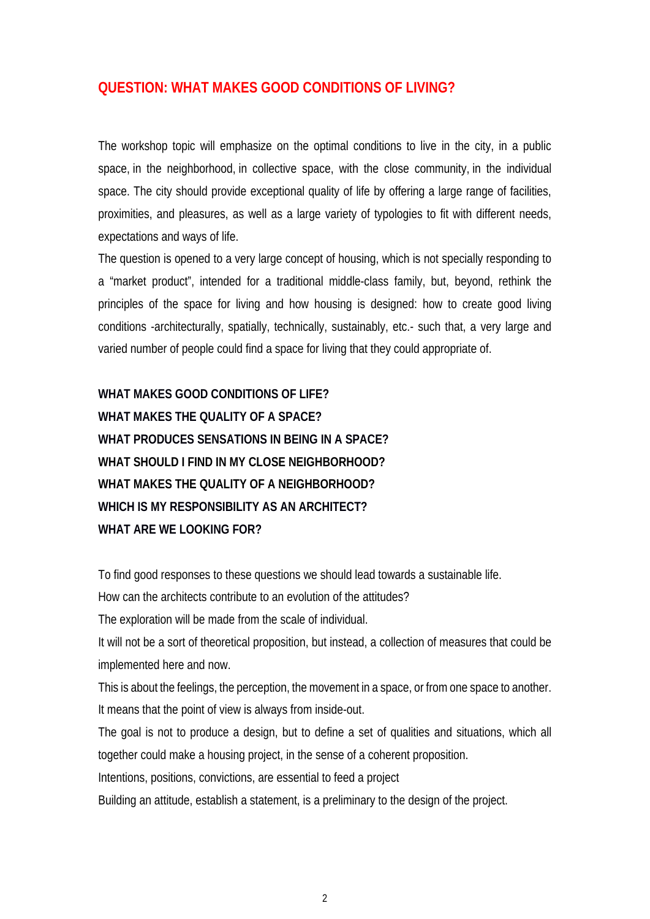## QUESTION: WHAT MAKES GOOD CONDITIONS OF LIVING?

The workshop topic will emphasize on the optimal conditions to live in the city, in a public space, in the neighborhood, in collective space, with the close community, in the individual space. The city should provide exceptional quality of life by offering a large range of facilities, proximities, and pleasures, as well as a large variety of typologies to fit with different needs, expectations and ways of life.

The question is opened to a very large concept of housing, which is not specially responding to a "market product", intended for a traditional middle-class family, but, beyond, rethink the principles of the space for living and how housing is designed: how to create good living conditions -architecturally, spatially, technically, sustainably, etc.- such that, a very large and varied number of people could find a space for living that they could appropriate of.

**WHAT MAKES GOOD CONDITIONS OF LIFE?**
**WHAT MAKES THE QUALITY OF A SPACE?**
**WHAT PRODUCES SENSATIONS IN BEING IN A SPACE?**
**WHAT SHOULD I FIND IN MY CLOSE NEIGHBORHOOD?**
**WHAT MAKES THE QUALITY OF A NEIGHBORHOOD?**
**WHICH IS MY RESPONSIBILITY AS AN ARCHITECT?**
**WHAT ARE WE LOOKING FOR?**

To find good responses to these questions we should lead towards a sustainable life.
How can the architects contribute to an evolution of the attitudes?
The exploration will be made from the scale of individual.
It will not be a sort of theoretical proposition, but instead, a collection of measures that could be implemented here and now.
This is about the feelings, the perception, the movement in a space, or from one space to another.
It means that the point of view is always from inside-out.
The goal is not to produce a design, but to define a set of qualities and situations, which all together could make a housing project, in the sense of a coherent proposition.
Intentions, positions, convictions, are essential to feed a project
Building an attitude, establish a statement, is a preliminary to the design of the project.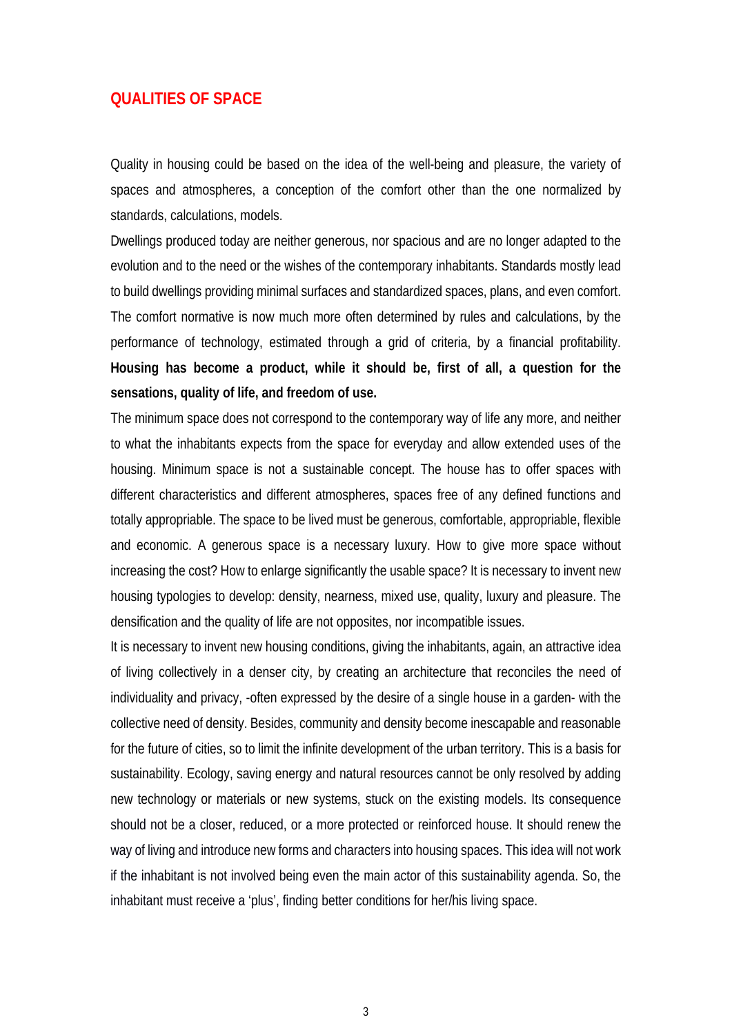## QUALITIES OF SPACE

Quality in housing could be based on the idea of the well-being and pleasure, the variety of spaces and atmospheres, a conception of the comfort other than the one normalized by standards, calculations, models.

Dwellings produced today are neither generous, nor spacious and are no longer adapted to the evolution and to the need or the wishes of the contemporary inhabitants. Standards mostly lead to build dwellings providing minimal surfaces and standardized spaces, plans, and even comfort. The comfort normative is now much more often determined by rules and calculations, by the performance of technology, estimated through a grid of criteria, by a financial profitability. **Housing has become a product, while it should be, first of all, a question for the sensations, quality of life, and freedom of use.**

The minimum space does not correspond to the contemporary way of life any more, and neither to what the inhabitants expects from the space for everyday and allow extended uses of the housing. Minimum space is not a sustainable concept. The house has to offer spaces with different characteristics and different atmospheres, spaces free of any defined functions and totally appropriable. The space to be lived must be generous, comfortable, appropriable, flexible and economic. A generous space is a necessary luxury. How to give more space without increasing the cost? How to enlarge significantly the usable space? It is necessary to invent new housing typologies to develop: density, nearness, mixed use, quality, luxury and pleasure. The densification and the quality of life are not opposites, nor incompatible issues.

It is necessary to invent new housing conditions, giving the inhabitants, again, an attractive idea of living collectively in a denser city, by creating an architecture that reconciles the need of individuality and privacy, -often expressed by the desire of a single house in a garden- with the collective need of density. Besides, community and density become inescapable and reasonable for the future of cities, so to limit the infinite development of the urban territory. This is a basis for sustainability. Ecology, saving energy and natural resources cannot be only resolved by adding new technology or materials or new systems, stuck on the existing models. Its consequence should not be a closer, reduced, or a more protected or reinforced house. It should renew the way of living and introduce new forms and characters into housing spaces. This idea will not work if the inhabitant is not involved being even the main actor of this sustainability agenda. So, the inhabitant must receive a 'plus', finding better conditions for her/his living space.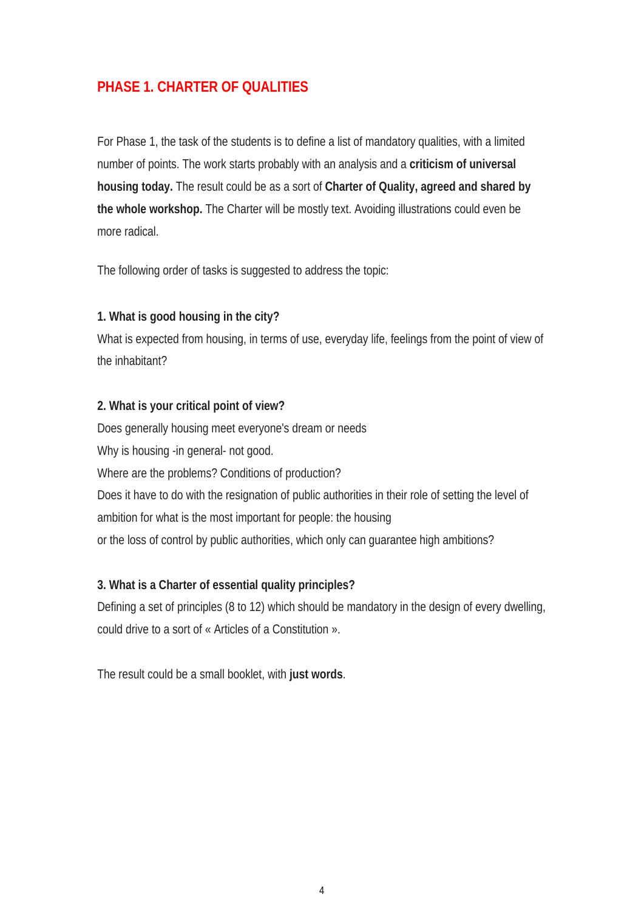## PHASE 1. CHARTER OF QUALITIES

For Phase 1, the task of the students is to define a list of mandatory qualities, with a limited number of points. The work starts probably with an analysis and a **criticism of universal housing today.** The result could be as a sort of **Charter of Quality, agreed and shared by the whole workshop.** The Charter will be mostly text. Avoiding illustrations could even be more radical.

The following order of tasks is suggested to address the topic:

**1. What is good housing in the city?**
What is expected from housing, in terms of use, everyday life, feelings from the point of view of the inhabitant?

**2. What is your critical point of view?**
Does generally housing meet everyone's dream or needs
Why is housing -in general- not good.
Where are the problems? Conditions of production?
Does it have to do with the resignation of public authorities in their role of setting the level of ambition for what is the most important for people: the housing
or the loss of control by public authorities, which only can guarantee high ambitions?

**3. What is a Charter of essential quality principles?**
Defining a set of principles (8 to 12) which should be mandatory in the design of every dwelling, could drive to a sort of « Articles of a Constitution ».

The result could be a small booklet, with **just words**.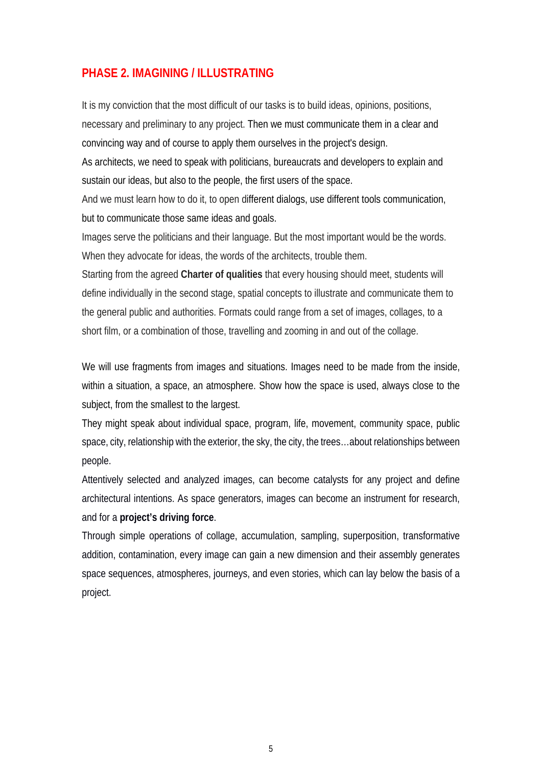## PHASE 2. IMAGINING / ILLUSTRATING

It is my conviction that the most difficult of our tasks is to build ideas, opinions, positions, necessary and preliminary to any project. Then we must communicate them in a clear and convincing way and of course to apply them ourselves in the project's design.

As architects, we need to speak with politicians, bureaucrats and developers to explain and sustain our ideas, but also to the people, the first users of the space.

And we must learn how to do it, to open different dialogs, use different tools communication, but to communicate those same ideas and goals.

Images serve the politicians and their language. But the most important would be the words. When they advocate for ideas, the words of the architects, trouble them.

Starting from the agreed **Charter of qualities** that every housing should meet, students will define individually in the second stage, spatial concepts to illustrate and communicate them to the general public and authorities. Formats could range from a set of images, collages, to a short film, or a combination of those, travelling and zooming in and out of the collage.

We will use fragments from images and situations. Images need to be made from the inside, within a situation, a space, an atmosphere. Show how the space is used, always close to the subject, from the smallest to the largest.

They might speak about individual space, program, life, movement, community space, public space, city, relationship with the exterior, the sky, the city, the trees…about relationships between people.

Attentively selected and analyzed images, can become catalysts for any project and define architectural intentions. As space generators, images can become an instrument for research, and for a **project's driving force**.

Through simple operations of collage, accumulation, sampling, superposition, transformative addition, contamination, every image can gain a new dimension and their assembly generates space sequences, atmospheres, journeys, and even stories, which can lay below the basis of a project.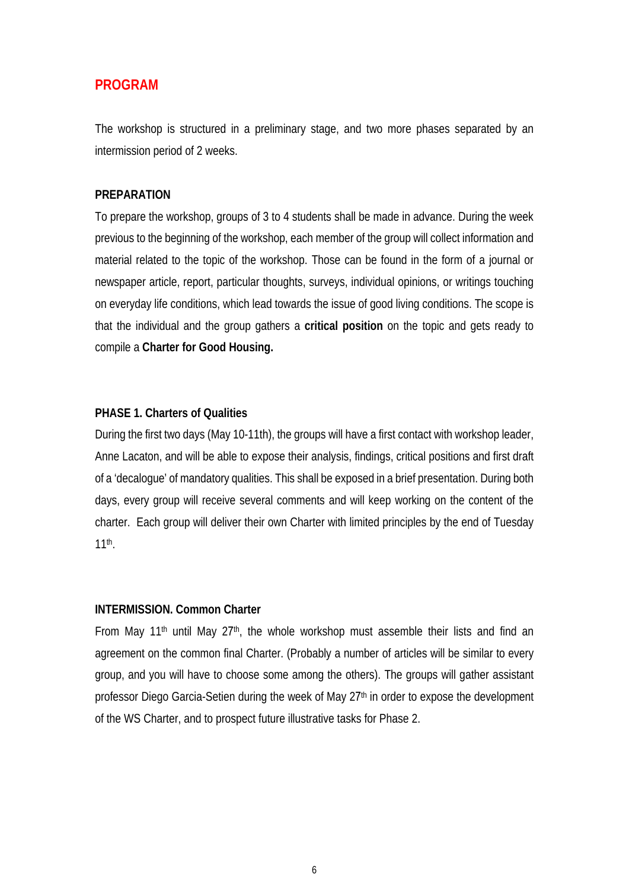## PROGRAM

The workshop is structured in a preliminary stage, and two more phases separated by an intermission period of 2 weeks.

### PREPARATION

To prepare the workshop, groups of 3 to 4 students shall be made in advance. During the week previous to the beginning of the workshop, each member of the group will collect information and material related to the topic of the workshop. Those can be found in the form of a journal or newspaper article, report, particular thoughts, surveys, individual opinions, or writings touching on everyday life conditions, which lead towards the issue of good living conditions. The scope is that the individual and the group gathers a **critical position** on the topic and gets ready to compile a **Charter for Good Housing.**

### PHASE 1. Charters of Qualities

During the first two days (May 10-11th), the groups will have a first contact with workshop leader, Anne Lacaton, and will be able to expose their analysis, findings, critical positions and first draft of a 'decalogue' of mandatory qualities. This shall be exposed in a brief presentation. During both days, every group will receive several comments and will keep working on the content of the charter. Each group will deliver their own Charter with limited principles by the end of Tuesday 11th.

### INTERMISSION. Common Charter

From May 11th until May 27th, the whole workshop must assemble their lists and find an agreement on the common final Charter. (Probably a number of articles will be similar to every group, and you will have to choose some among the others). The groups will gather assistant professor Diego Garcia-Setien during the week of May 27th in order to expose the development of the WS Charter, and to prospect future illustrative tasks for Phase 2.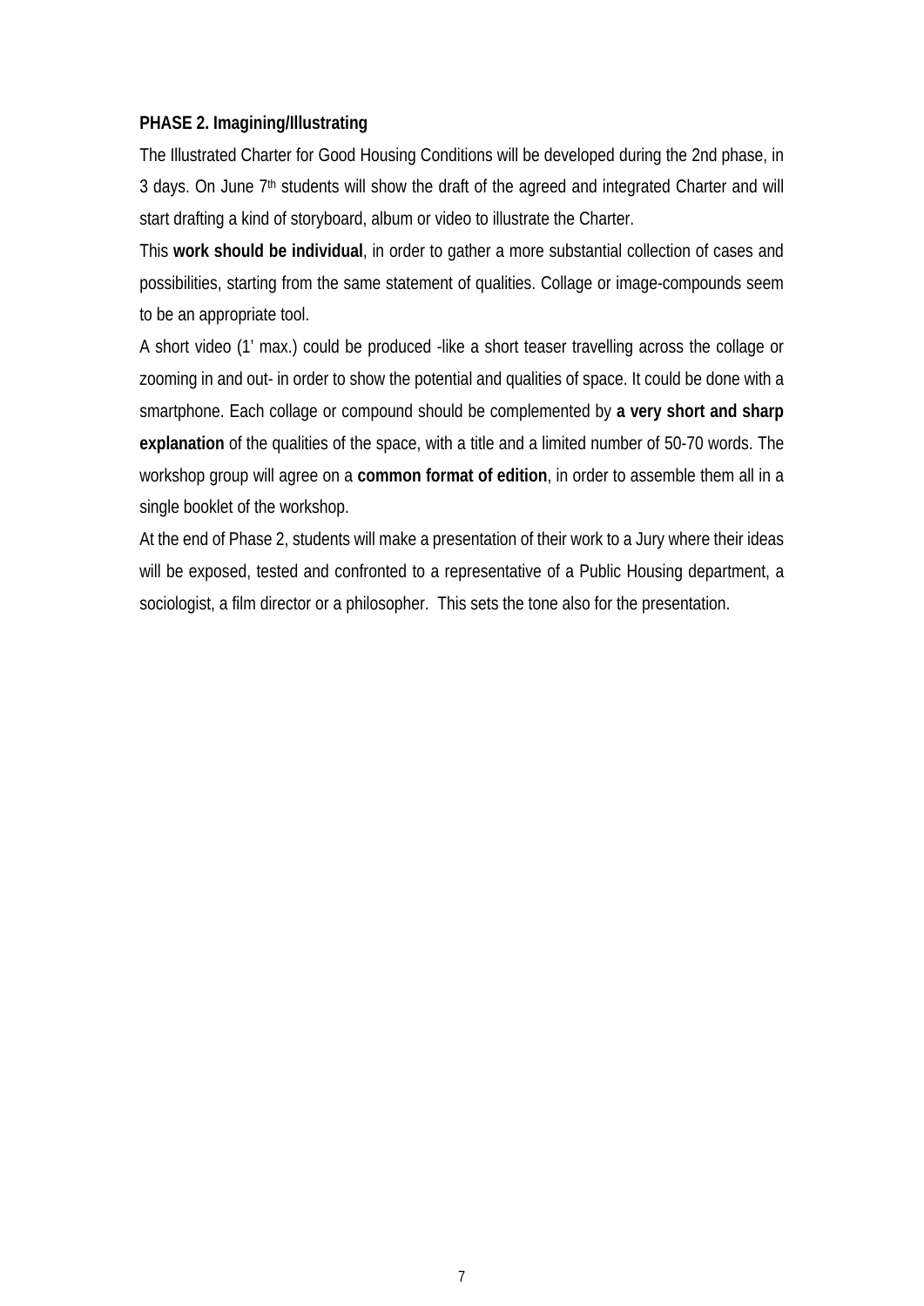**PHASE 2. Imagining/Illustrating**

The Illustrated Charter for Good Housing Conditions will be developed during the 2nd phase, in 3 days. On June 7th students will show the draft of the agreed and integrated Charter and will start drafting a kind of storyboard, album or video to illustrate the Charter.

This **work should be individual**, in order to gather a more substantial collection of cases and possibilities, starting from the same statement of qualities. Collage or image-compounds seem to be an appropriate tool.

A short video (1' max.) could be produced -like a short teaser travelling across the collage or zooming in and out- in order to show the potential and qualities of space. It could be done with a smartphone. Each collage or compound should be complemented by **a very short and sharp explanation** of the qualities of the space, with a title and a limited number of 50-70 words. The workshop group will agree on a **common format of edition**, in order to assemble them all in a single booklet of the workshop.

At the end of Phase 2, students will make a presentation of their work to a Jury where their ideas will be exposed, tested and confronted to a representative of a Public Housing department, a sociologist, a film director or a philosopher.  This sets the tone also for the presentation.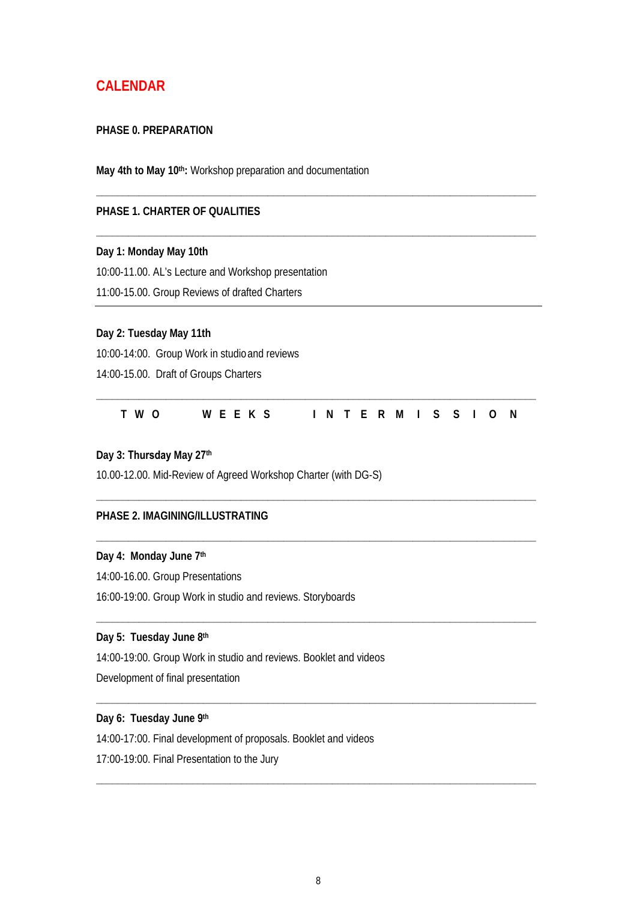# CALENDAR

**PHASE 0. PREPARATION**

**May 4th to May 10th:** Workshop preparation and documentation

---

**PHASE 1. CHARTER OF QUALITIES**

---

**Day 1: Monday May 10th**

10:00-11.00. AL's Lecture and Workshop presentation

11:00-15.00. Group Reviews of drafted Charters

---

**Day 2: Tuesday May 11th**

10:00-14:00. Group Work in studio and reviews

14:00-15.00. Draft of Groups Charters

---

**TWO WEEKS INTERMISSION**

**Day 3: Thursday May 27th**

10.00-12.00. Mid-Review of Agreed Workshop Charter (with DG-S)

---

**PHASE 2. IMAGINING/ILLUSTRATING**

---

**Day 4: Monday June 7th**

14:00-16.00. Group Presentations

16:00-19:00. Group Work in studio and reviews. Storyboards

---

**Day 5: Tuesday June 8th**

14:00-19:00. Group Work in studio and reviews. Booklet and videos

Development of final presentation

---

**Day 6: Tuesday June 9th**

14:00-17:00. Final development of proposals. Booklet and videos

17:00-19:00. Final Presentation to the Jury

---